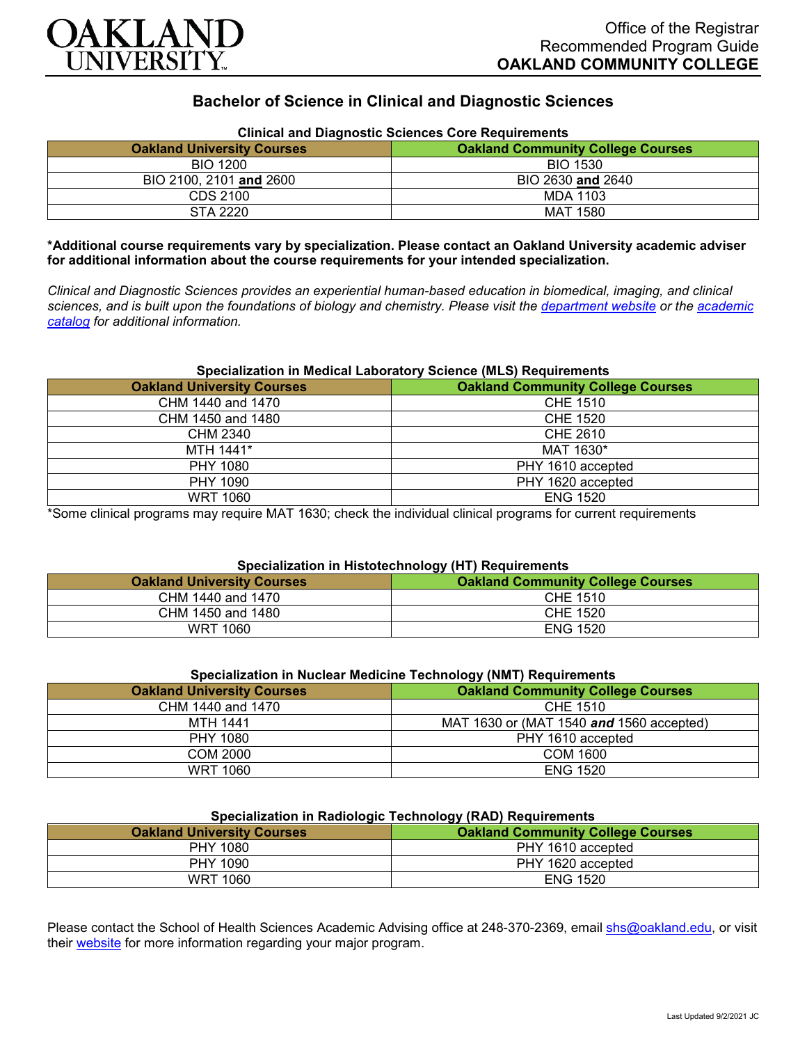Office of the Registrar
Recommended Program Guide
**OAKLAND COMMUNITY COLLEGE**

# Bachelor of Science in Clinical and Diagnostic Sciences

### Clinical and Diagnostic Sciences Core Requirements

| Oakland University Courses | Oakland Community College Courses |
|---|---|
| BIO 1200 | BIO 1530 |
| BIO 2100, 2101 **and** 2600 | BIO 2630 **and** 2640 |
| CDS 2100 | MDA 1103 |
| STA 2220 | MAT 1580 |

**\*Additional course requirements vary by specialization. Please contact an Oakland University academic adviser for additional information about the course requirements for your intended specialization.**

*Clinical and Diagnostic Sciences provides an experiential human-based education in biomedical, imaging, and clinical sciences, and is built upon the foundations of biology and chemistry. Please visit the department website or the academic catalog for additional information.*

### Specialization in Medical Laboratory Science (MLS) Requirements

| Oakland University Courses | Oakland Community College Courses |
|---|---|
| CHM 1440 and 1470 | CHE 1510 |
| CHM 1450 and 1480 | CHE 1520 |
| CHM 2340 | CHE 2610 |
| MTH 1441* | MAT 1630* |
| PHY 1080 | PHY 1610 accepted |
| PHY 1090 | PHY 1620 accepted |
| WRT 1060 | ENG 1520 |

*Some clinical programs may require MAT 1630; check the individual clinical programs for current requirements

### Specialization in Histotechnology (HT) Requirements

| Oakland University Courses | Oakland Community College Courses |
|---|---|
| CHM 1440 and 1470 | CHE 1510 |
| CHM 1450 and 1480 | CHE 1520 |
| WRT 1060 | ENG 1520 |

### Specialization in Nuclear Medicine Technology (NMT) Requirements

| Oakland University Courses | Oakland Community College Courses |
|---|---|
| CHM 1440 and 1470 | CHE 1510 |
| MTH 1441 | MAT 1630 or (MAT 1540 ***and*** 1560 accepted) |
| PHY 1080 | PHY 1610 accepted |
| COM 2000 | COM 1600 |
| WRT 1060 | ENG 1520 |

### Specialization in Radiologic Technology (RAD) Requirements

| Oakland University Courses | Oakland Community College Courses |
|---|---|
| PHY 1080 | PHY 1610 accepted |
| PHY 1090 | PHY 1620 accepted |
| WRT 1060 | ENG 1520 |

Please contact the School of Health Sciences Academic Advising office at 248-370-2369, email shs@oakland.edu, or visit their website for more information regarding your major program.

Last Updated 9/2/2021 JC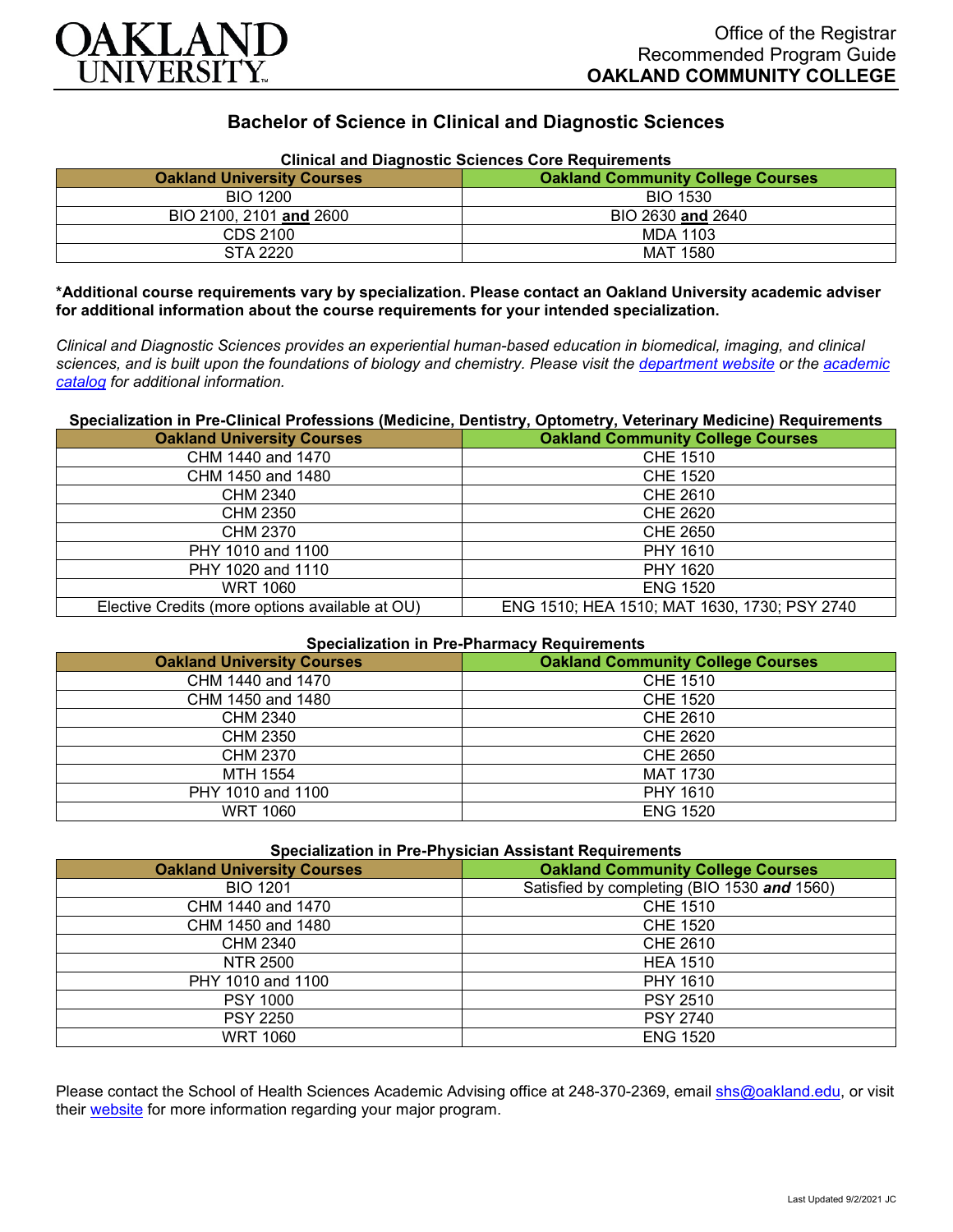# Bachelor of Science in Clinical and Diagnostic Sciences

### Clinical and Diagnostic Sciences Core Requirements

| Oakland University Courses | Oakland Community College Courses |
|---|---|
| BIO 1200 | BIO 1530 |
| BIO 2100, 2101 **and** 2600 | BIO 2630 **and** 2640 |
| CDS 2100 | MDA 1103 |
| STA 2220 | MAT 1580 |

**\*Additional course requirements vary by specialization. Please contact an Oakland University academic adviser for additional information about the course requirements for your intended specialization.**

*Clinical and Diagnostic Sciences provides an experiential human-based education in biomedical, imaging, and clinical sciences, and is built upon the foundations of biology and chemistry. Please visit the department website or the academic catalog for additional information.*

### Specialization in Pre-Clinical Professions (Medicine, Dentistry, Optometry, Veterinary Medicine) Requirements

| Oakland University Courses | Oakland Community College Courses |
|---|---|
| CHM 1440 and 1470 | CHE 1510 |
| CHM 1450 and 1480 | CHE 1520 |
| CHM 2340 | CHE 2610 |
| CHM 2350 | CHE 2620 |
| CHM 2370 | CHE 2650 |
| PHY 1010 and 1100 | PHY 1610 |
| PHY 1020 and 1110 | PHY 1620 |
| WRT 1060 | ENG 1520 |
| Elective Credits (more options available at OU) | ENG 1510; HEA 1510; MAT 1630, 1730; PSY 2740 |

### Specialization in Pre-Pharmacy Requirements

| Oakland University Courses | Oakland Community College Courses |
|---|---|
| CHM 1440 and 1470 | CHE 1510 |
| CHM 1450 and 1480 | CHE 1520 |
| CHM 2340 | CHE 2610 |
| CHM 2350 | CHE 2620 |
| CHM 2370 | CHE 2650 |
| MTH 1554 | MAT 1730 |
| PHY 1010 and 1100 | PHY 1610 |
| WRT 1060 | ENG 1520 |

### Specialization in Pre-Physician Assistant Requirements

| Oakland University Courses | Oakland Community College Courses |
|---|---|
| BIO 1201 | Satisfied by completing (BIO 1530 ***and*** 1560) |
| CHM 1440 and 1470 | CHE 1510 |
| CHM 1450 and 1480 | CHE 1520 |
| CHM 2340 | CHE 2610 |
| NTR 2500 | HEA 1510 |
| PHY 1010 and 1100 | PHY 1610 |
| PSY 1000 | PSY 2510 |
| PSY 2250 | PSY 2740 |
| WRT 1060 | ENG 1520 |

Please contact the School of Health Sciences Academic Advising office at 248-370-2369, email shs@oakland.edu, or visit their website for more information regarding your major program.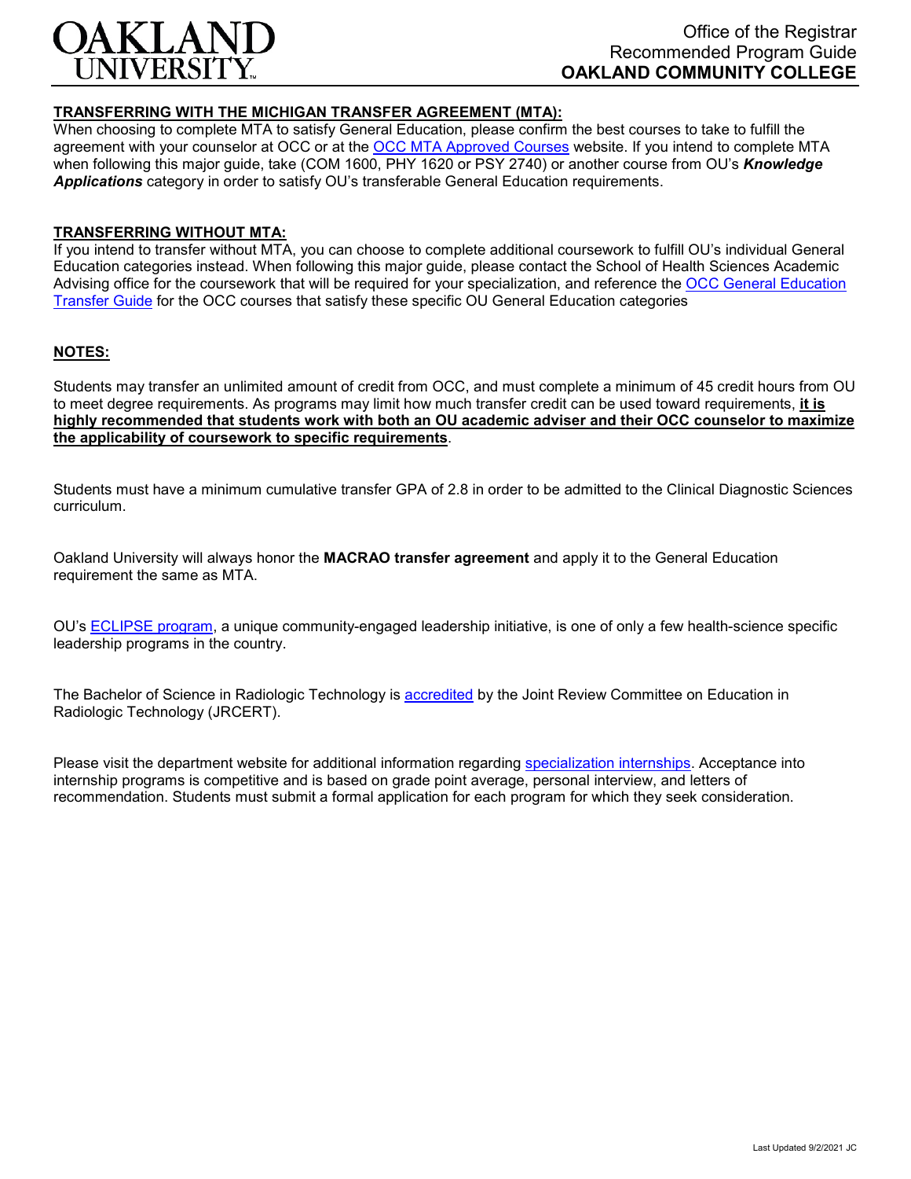**TRANSFERRING WITH THE MICHIGAN TRANSFER AGREEMENT (MTA):**

When choosing to complete MTA to satisfy General Education, please confirm the best courses to take to fulfill the agreement with your counselor at OCC or at the OCC MTA Approved Courses website. If you intend to complete MTA when following this major guide, take (COM 1600, PHY 1620 or PSY 2740) or another course from OU's ***Knowledge Applications*** category in order to satisfy OU's transferable General Education requirements.

**TRANSFERRING WITHOUT MTA:**

If you intend to transfer without MTA, you can choose to complete additional coursework to fulfill OU's individual General Education categories instead. When following this major guide, please contact the School of Health Sciences Academic Advising office for the coursework that will be required for your specialization, and reference the OCC General Education Transfer Guide for the OCC courses that satisfy these specific OU General Education categories

**NOTES:**

Students may transfer an unlimited amount of credit from OCC, and must complete a minimum of 45 credit hours from OU to meet degree requirements. As programs may limit how much transfer credit can be used toward requirements, **it is highly recommended that students work with both an OU academic adviser and their OCC counselor to maximize the applicability of coursework to specific requirements**.

Students must have a minimum cumulative transfer GPA of 2.8 in order to be admitted to the Clinical Diagnostic Sciences curriculum.

Oakland University will always honor the **MACRAO transfer agreement** and apply it to the General Education requirement the same as MTA.

OU's ECLIPSE program, a unique community-engaged leadership initiative, is one of only a few health-science specific leadership programs in the country.

The Bachelor of Science in Radiologic Technology is accredited by the Joint Review Committee on Education in Radiologic Technology (JRCERT).

Please visit the department website for additional information regarding specialization internships. Acceptance into internship programs is competitive and is based on grade point average, personal interview, and letters of recommendation. Students must submit a formal application for each program for which they seek consideration.